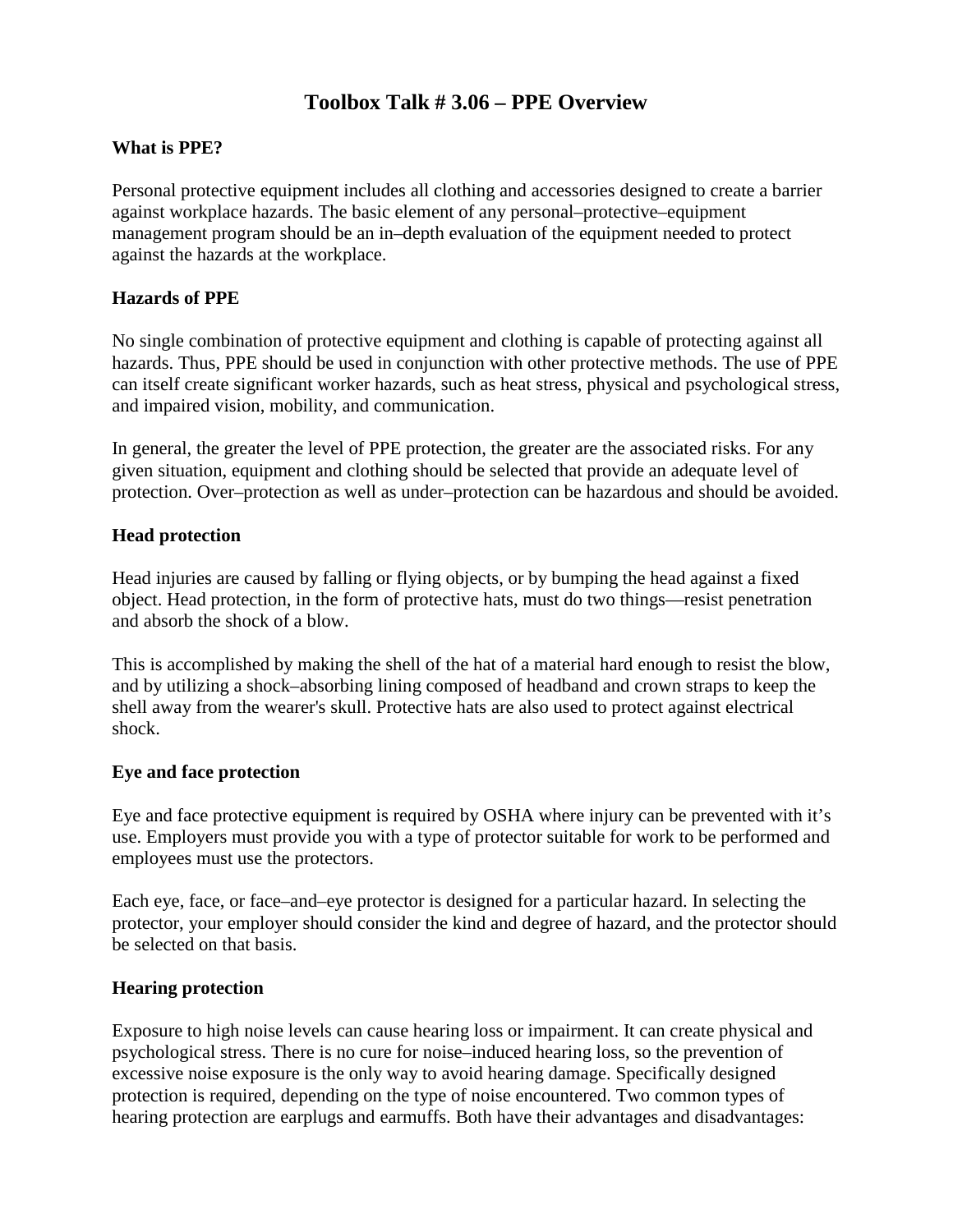# Toolbox Talk # 3.06 – PPE Overview

**What is PPE?**

Personal protective equipment includes all clothing and accessories designed to create a barrier against workplace hazards. The basic element of any personal–protective–equipment management program should be an in–depth evaluation of the equipment needed to protect against the hazards at the workplace.

**Hazards of PPE**

No single combination of protective equipment and clothing is capable of protecting against all hazards. Thus, PPE should be used in conjunction with other protective methods. The use of PPE can itself create significant worker hazards, such as heat stress, physical and psychological stress, and impaired vision, mobility, and communication.

In general, the greater the level of PPE protection, the greater are the associated risks. For any given situation, equipment and clothing should be selected that provide an adequate level of protection. Over–protection as well as under–protection can be hazardous and should be avoided.

**Head protection**

Head injuries are caused by falling or flying objects, or by bumping the head against a fixed object. Head protection, in the form of protective hats, must do two things—resist penetration and absorb the shock of a blow.

This is accomplished by making the shell of the hat of a material hard enough to resist the blow, and by utilizing a shock–absorbing lining composed of headband and crown straps to keep the shell away from the wearer's skull. Protective hats are also used to protect against electrical shock.

**Eye and face protection**

Eye and face protective equipment is required by OSHA where injury can be prevented with it's use. Employers must provide you with a type of protector suitable for work to be performed and employees must use the protectors.

Each eye, face, or face–and–eye protector is designed for a particular hazard. In selecting the protector, your employer should consider the kind and degree of hazard, and the protector should be selected on that basis.

**Hearing protection**

Exposure to high noise levels can cause hearing loss or impairment. It can create physical and psychological stress. There is no cure for noise–induced hearing loss, so the prevention of excessive noise exposure is the only way to avoid hearing damage. Specifically designed protection is required, depending on the type of noise encountered. Two common types of hearing protection are earplugs and earmuffs. Both have their advantages and disadvantages: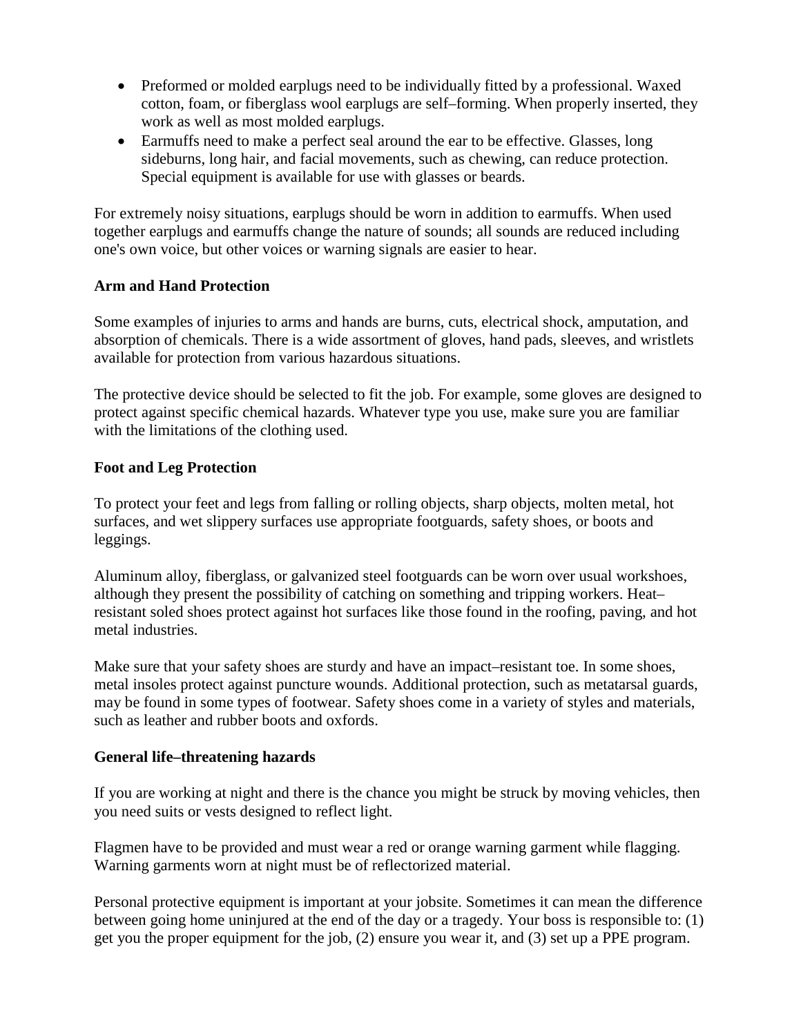- Preformed or molded earplugs need to be individually fitted by a professional. Waxed cotton, foam, or fiberglass wool earplugs are self–forming. When properly inserted, they work as well as most molded earplugs.
- Earmuffs need to make a perfect seal around the ear to be effective. Glasses, long sideburns, long hair, and facial movements, such as chewing, can reduce protection. Special equipment is available for use with glasses or beards.

For extremely noisy situations, earplugs should be worn in addition to earmuffs. When used together earplugs and earmuffs change the nature of sounds; all sounds are reduced including one's own voice, but other voices or warning signals are easier to hear.

**Arm and Hand Protection**

Some examples of injuries to arms and hands are burns, cuts, electrical shock, amputation, and absorption of chemicals. There is a wide assortment of gloves, hand pads, sleeves, and wristlets available for protection from various hazardous situations.

The protective device should be selected to fit the job. For example, some gloves are designed to protect against specific chemical hazards. Whatever type you use, make sure you are familiar with the limitations of the clothing used.

**Foot and Leg Protection**

To protect your feet and legs from falling or rolling objects, sharp objects, molten metal, hot surfaces, and wet slippery surfaces use appropriate footguards, safety shoes, or boots and leggings.

Aluminum alloy, fiberglass, or galvanized steel footguards can be worn over usual workshoes, although they present the possibility of catching on something and tripping workers. Heat–resistant soled shoes protect against hot surfaces like those found in the roofing, paving, and hot metal industries.

Make sure that your safety shoes are sturdy and have an impact–resistant toe. In some shoes, metal insoles protect against puncture wounds. Additional protection, such as metatarsal guards, may be found in some types of footwear. Safety shoes come in a variety of styles and materials, such as leather and rubber boots and oxfords.

**General life–threatening hazards**

If you are working at night and there is the chance you might be struck by moving vehicles, then you need suits or vests designed to reflect light.

Flagmen have to be provided and must wear a red or orange warning garment while flagging. Warning garments worn at night must be of reflectorized material.

Personal protective equipment is important at your jobsite. Sometimes it can mean the difference between going home uninjured at the end of the day or a tragedy. Your boss is responsible to: (1) get you the proper equipment for the job, (2) ensure you wear it, and (3) set up a PPE program.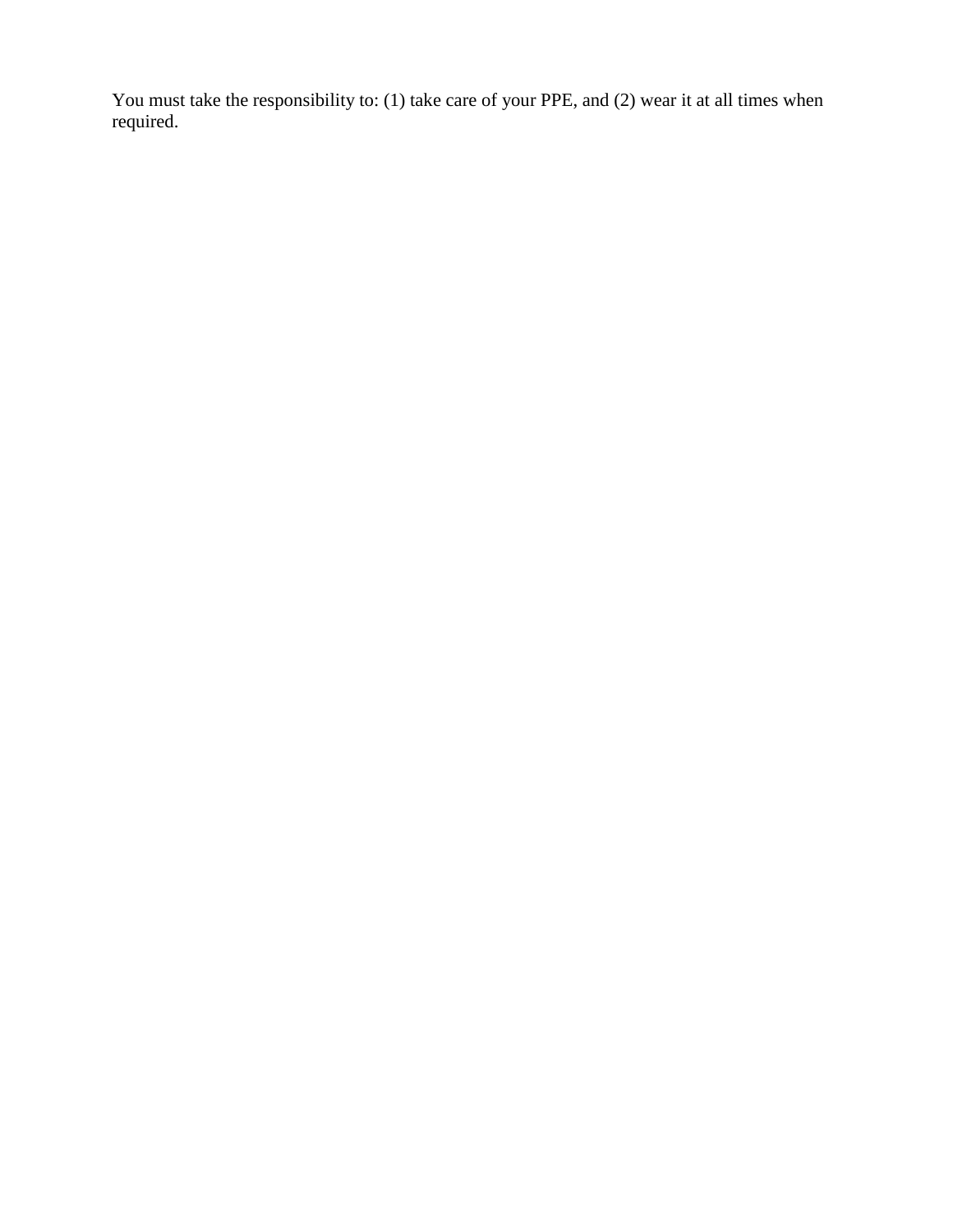You must take the responsibility to: (1) take care of your PPE, and (2) wear it at all times when required.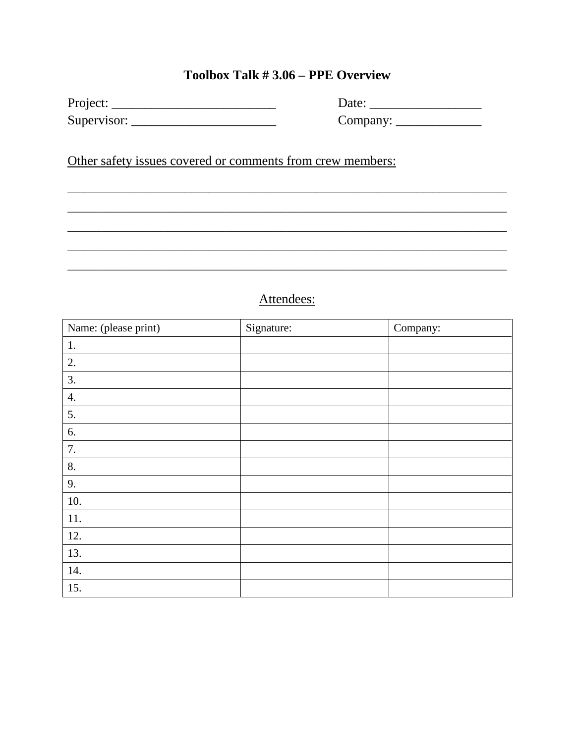# Toolbox Talk # 3.06 – PPE Overview

Project: _________________________ Date: _________________

Supervisor: ______________________ Company: _____________

Other safety issues covered or comments from crew members:

_____________________________________________________________________

_____________________________________________________________________

_____________________________________________________________________

_____________________________________________________________________

_____________________________________________________________________

Attendees:

| Name: (please print) | Signature: | Company: |
|---|---|---|
| 1. | | |
| 2. | | |
| 3. | | |
| 4. | | |
| 5. | | |
| 6. | | |
| 7. | | |
| 8. | | |
| 9. | | |
| 10. | | |
| 11. | | |
| 12. | | |
| 13. | | |
| 14. | | |
| 15. | | |